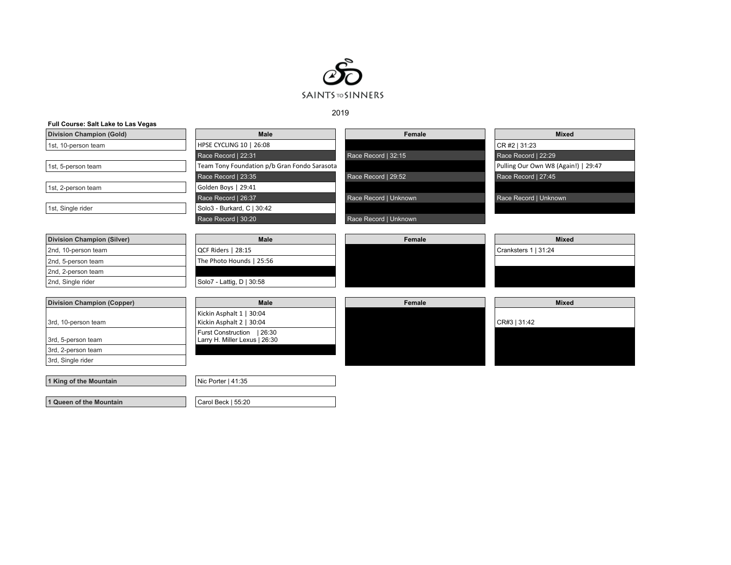SAINTS TO SINNERS

2019

**Full Course: Salt Lake to Las Vegas**

| Division Champion (Gold) | Male | Female | Mixed |
|---|---|---|---|
| 1st, 10-person team | HPSE CYCLING 10 \| 26:08 | | CR #2 \| 31:23 |
| | Race Record \| 22:31 | Race Record \| 32:15 | Race Record \| 22:29 |
| 1st, 5-person team | Team Tony Foundation p/b Gran Fondo Sarasota | | Pulling Our Own W8 (Again!) \| 29:47 |
| | Race Record \| 23:35 | Race Record \| 29:52 | Race Record \| 27:45 |
| 1st, 2-person team | Golden Boys \| 29:41 | | |
| | Race Record \| 26:37 | Race Record \| Unknown | Race Record \| Unknown |
| 1st, Single rider | Solo3 - Burkard, C \| 30:42 | | |
| | Race Record \| 30:20 | Race Record \| Unknown | |

| Division Champion (Silver) | Male | Female | Mixed |
|---|---|---|---|
| 2nd, 10-person team | QCF Riders \| 28:15 | | Cranksters 1 \| 31:24 |
| 2nd, 5-person team | The Photo Hounds \| 25:56 | | |
| 2nd, 2-person team | | | |
| 2nd, Single rider | Solo7 - Lattig, D \| 30:58 | | |

| Division Champion (Copper) | Male | Female | Mixed |
|---|---|---|---|
| 3rd, 10-person team | Kickin Asphalt 1 \| 30:04<br>Kickin Asphalt 2 \| 30:04 | | CR#3 \| 31:42 |
| 3rd, 5-person team | Furst Construction \| 26:30<br>Larry H. Miller Lexus \| 26:30 | | |
| 3rd, 2-person team | | | |
| 3rd, Single rider | | | |

| | |
|---|---|
| **1 King of the Mountain** | Nic Porter \| 41:35 |
| **1 Queen of the Mountain** | Carol Beck \| 55:20 |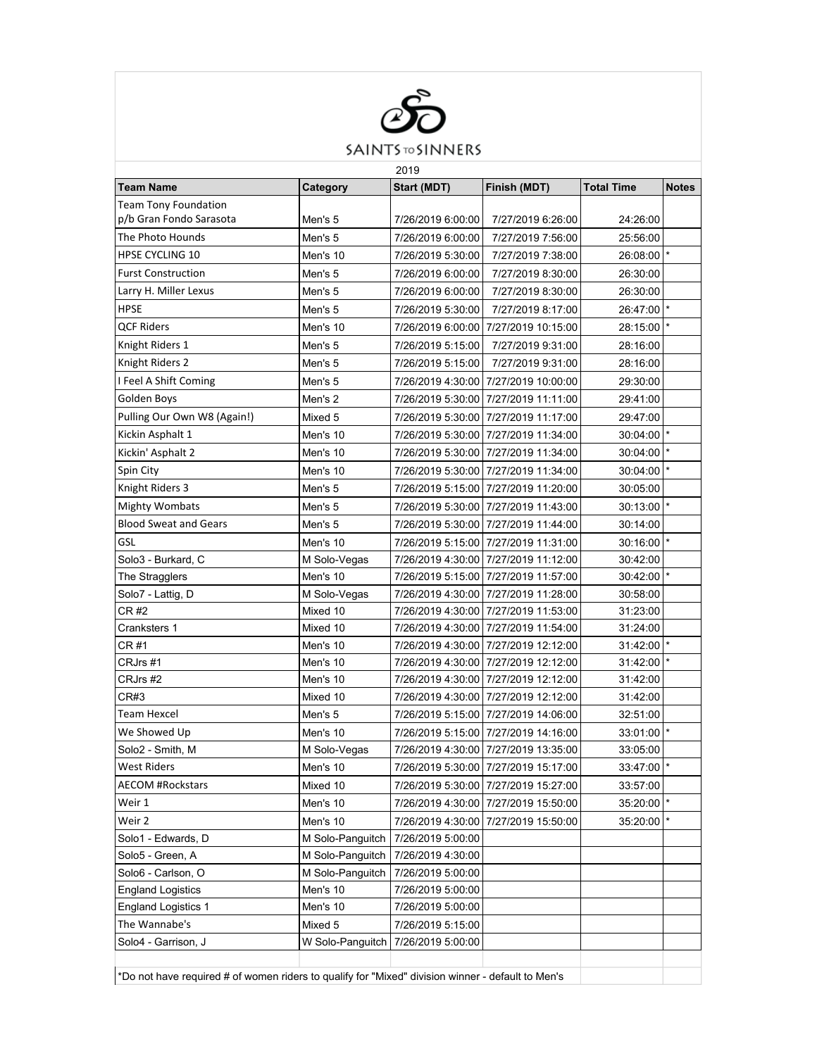# SAINTS TO SINNERS

2019

| Team Name | Category | Start (MDT) | Finish (MDT) | Total Time | Notes |
|---|---|---|---|---|---|
| Team Tony Foundation p/b Gran Fondo Sarasota | Men's 5 | 7/26/2019 6:00:00 | 7/27/2019 6:26:00 | 24:26:00 | |
| The Photo Hounds | Men's 5 | 7/26/2019 6:00:00 | 7/27/2019 7:56:00 | 25:56:00 | |
| HPSE CYCLING 10 | Men's 10 | 7/26/2019 5:30:00 | 7/27/2019 7:38:00 | 26:08:00 | * |
| Furst Construction | Men's 5 | 7/26/2019 6:00:00 | 7/27/2019 8:30:00 | 26:30:00 | |
| Larry H. Miller Lexus | Men's 5 | 7/26/2019 6:00:00 | 7/27/2019 8:30:00 | 26:30:00 | |
| HPSE | Men's 5 | 7/26/2019 5:30:00 | 7/27/2019 8:17:00 | 26:47:00 | * |
| QCF Riders | Men's 10 | 7/26/2019 6:00:00 | 7/27/2019 10:15:00 | 28:15:00 | * |
| Knight Riders 1 | Men's 5 | 7/26/2019 5:15:00 | 7/27/2019 9:31:00 | 28:16:00 | |
| Knight Riders 2 | Men's 5 | 7/26/2019 5:15:00 | 7/27/2019 9:31:00 | 28:16:00 | |
| I Feel A Shift Coming | Men's 5 | 7/26/2019 4:30:00 | 7/27/2019 10:00:00 | 29:30:00 | |
| Golden Boys | Men's 2 | 7/26/2019 5:30:00 | 7/27/2019 11:11:00 | 29:41:00 | |
| Pulling Our Own W8 (Again!) | Mixed 5 | 7/26/2019 5:30:00 | 7/27/2019 11:17:00 | 29:47:00 | |
| Kickin Asphalt 1 | Men's 10 | 7/26/2019 5:30:00 | 7/27/2019 11:34:00 | 30:04:00 | * |
| Kickin' Asphalt 2 | Men's 10 | 7/26/2019 5:30:00 | 7/27/2019 11:34:00 | 30:04:00 | * |
| Spin City | Men's 10 | 7/26/2019 5:30:00 | 7/27/2019 11:34:00 | 30:04:00 | * |
| Knight Riders 3 | Men's 5 | 7/26/2019 5:15:00 | 7/27/2019 11:20:00 | 30:05:00 | |
| Mighty Wombats | Men's 5 | 7/26/2019 5:30:00 | 7/27/2019 11:43:00 | 30:13:00 | * |
| Blood Sweat and Gears | Men's 5 | 7/26/2019 5:30:00 | 7/27/2019 11:44:00 | 30:14:00 | |
| GSL | Men's 10 | 7/26/2019 5:15:00 | 7/27/2019 11:31:00 | 30:16:00 | * |
| Solo3 - Burkard, C | M Solo-Vegas | 7/26/2019 4:30:00 | 7/27/2019 11:12:00 | 30:42:00 | |
| The Stragglers | Men's 10 | 7/26/2019 5:15:00 | 7/27/2019 11:57:00 | 30:42:00 | * |
| Solo7 - Lattig, D | M Solo-Vegas | 7/26/2019 4:30:00 | 7/27/2019 11:28:00 | 30:58:00 | |
| CR #2 | Mixed 10 | 7/26/2019 4:30:00 | 7/27/2019 11:53:00 | 31:23:00 | |
| Cranksters 1 | Mixed 10 | 7/26/2019 4:30:00 | 7/27/2019 11:54:00 | 31:24:00 | |
| CR #1 | Men's 10 | 7/26/2019 4:30:00 | 7/27/2019 12:12:00 | 31:42:00 | * |
| CRJrs #1 | Men's 10 | 7/26/2019 4:30:00 | 7/27/2019 12:12:00 | 31:42:00 | * |
| CRJrs #2 | Men's 10 | 7/26/2019 4:30:00 | 7/27/2019 12:12:00 | 31:42:00 | |
| CR#3 | Mixed 10 | 7/26/2019 4:30:00 | 7/27/2019 12:12:00 | 31:42:00 | |
| Team Hexcel | Men's 5 | 7/26/2019 5:15:00 | 7/27/2019 14:06:00 | 32:51:00 | |
| We Showed Up | Men's 10 | 7/26/2019 5:15:00 | 7/27/2019 14:16:00 | 33:01:00 | * |
| Solo2 - Smith, M | M Solo-Vegas | 7/26/2019 4:30:00 | 7/27/2019 13:35:00 | 33:05:00 | |
| West Riders | Men's 10 | 7/26/2019 5:30:00 | 7/27/2019 15:17:00 | 33:47:00 | * |
| AECOM #Rockstars | Mixed 10 | 7/26/2019 5:30:00 | 7/27/2019 15:27:00 | 33:57:00 | |
| Weir 1 | Men's 10 | 7/26/2019 4:30:00 | 7/27/2019 15:50:00 | 35:20:00 | * |
| Weir 2 | Men's 10 | 7/26/2019 4:30:00 | 7/27/2019 15:50:00 | 35:20:00 | * |
| Solo1 - Edwards, D | M Solo-Panguitch | 7/26/2019 5:00:00 | | | |
| Solo5 - Green, A | M Solo-Panguitch | 7/26/2019 4:30:00 | | | |
| Solo6 - Carlson, O | M Solo-Panguitch | 7/26/2019 5:00:00 | | | |
| England Logistics | Men's 10 | 7/26/2019 5:00:00 | | | |
| England Logistics 1 | Men's 10 | 7/26/2019 5:00:00 | | | |
| The Wannabe's | Mixed 5 | 7/26/2019 5:15:00 | | | |
| Solo4 - Garrison, J | W Solo-Panguitch | 7/26/2019 5:00:00 | | | |

*Do not have required # of women riders to qualify for "Mixed" division winner - default to Men's